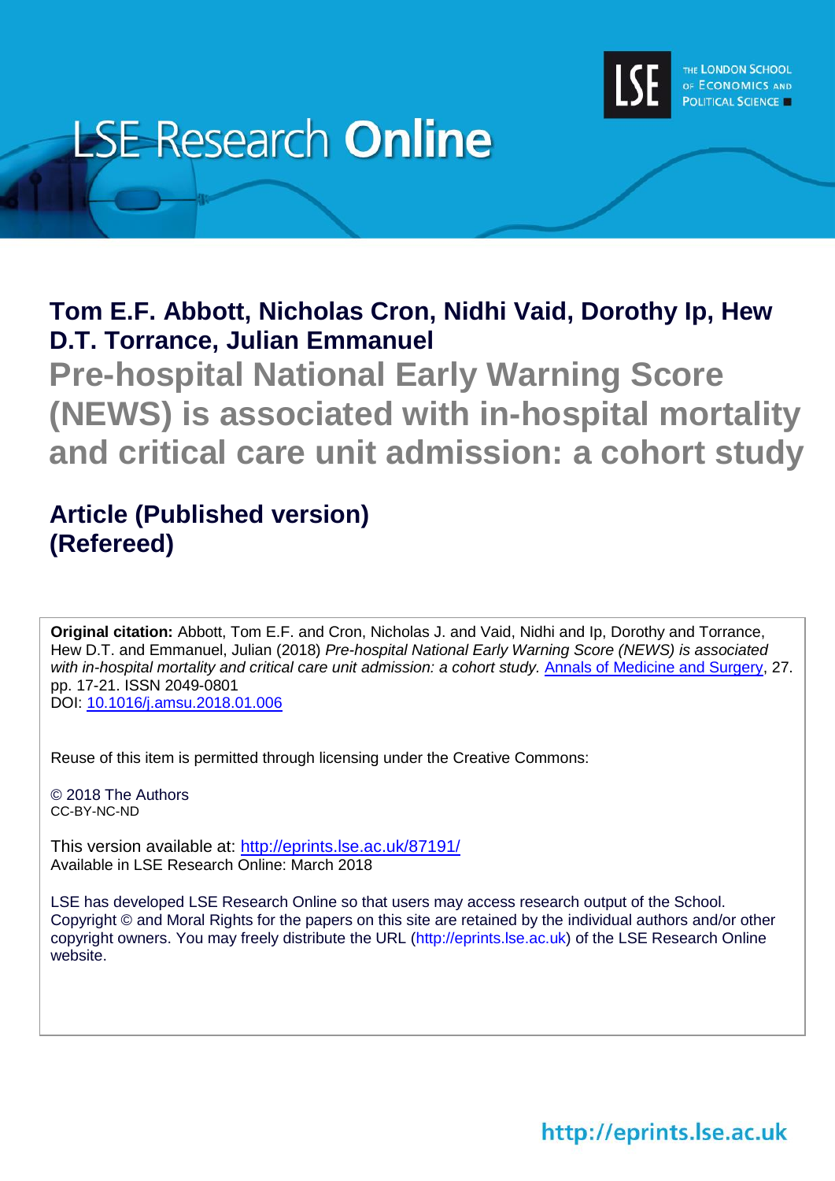LSE Research **Online**

THE LONDON SCHOOL OF ECONOMICS AND POLITICAL SCIENCE

**Tom E.F. Abbott, Nicholas Cron, Nidhi Vaid, Dorothy Ip, Hew D.T. Torrance, Julian Emmanuel**

# Pre-hospital National Early Warning Score (NEWS) is associated with in-hospital mortality and critical care unit admission: a cohort study

## Article (Published version) (Refereed)

**Original citation:** Abbott, Tom E.F. and Cron, Nicholas J. and Vaid, Nidhi and Ip, Dorothy and Torrance, Hew D.T. and Emmanuel, Julian (2018) *Pre-hospital National Early Warning Score (NEWS) is associated with in-hospital mortality and critical care unit admission: a cohort study.* Annals of Medicine and Surgery, 27. pp. 17-21. ISSN 2049-0801
DOI: 10.1016/j.amsu.2018.01.006

Reuse of this item is permitted through licensing under the Creative Commons:

© 2018 The Authors
CC-BY-NC-ND

This version available at: http://eprints.lse.ac.uk/87191/
Available in LSE Research Online: March 2018

LSE has developed LSE Research Online so that users may access research output of the School. Copyright © and Moral Rights for the papers on this site are retained by the individual authors and/or other copyright owners. You may freely distribute the URL (http://eprints.lse.ac.uk) of the LSE Research Online website.

http://eprints.lse.ac.uk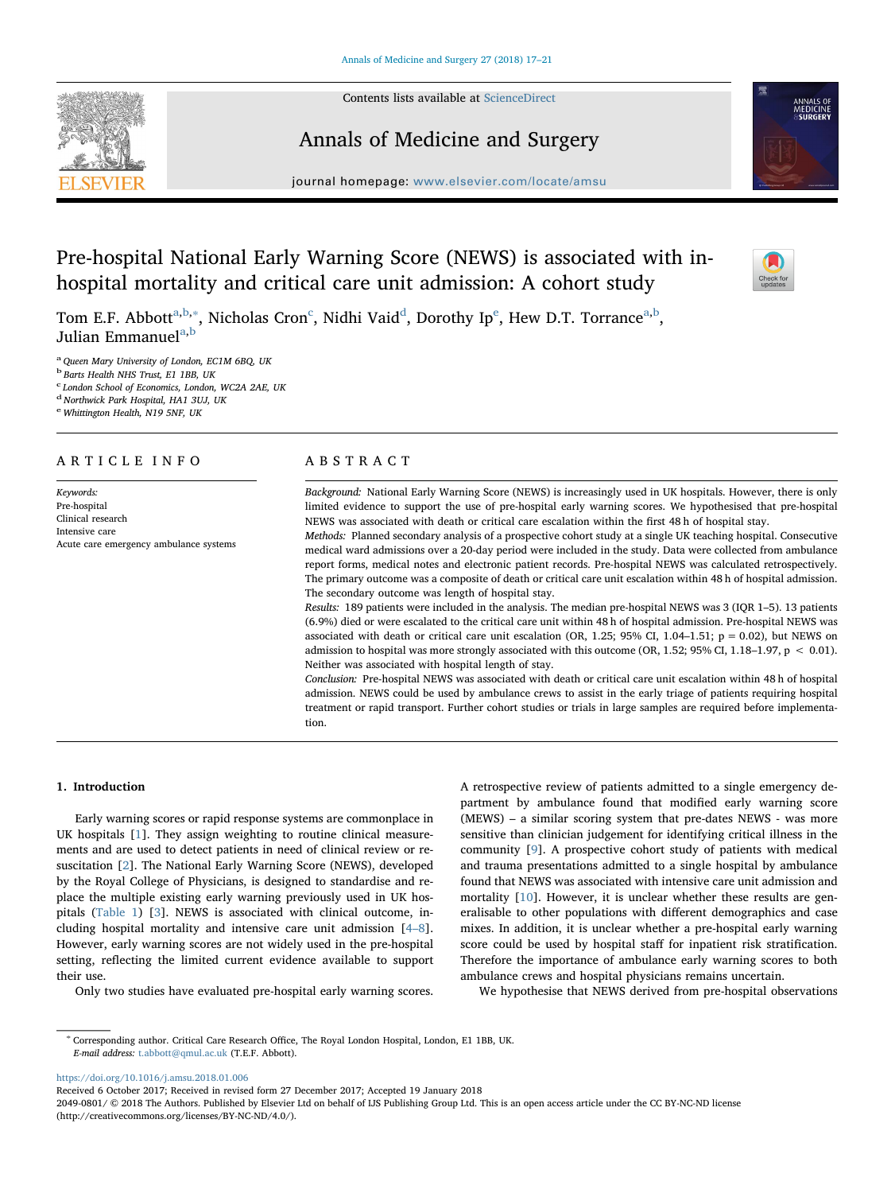# Pre-hospital National Early Warning Score (NEWS) is associated with in-hospital mortality and critical care unit admission: A cohort study

Tom E.F. Abbott[a,b,*], Nicholas Cron[c], Nidhi Vaid[d], Dorothy Ip[e], Hew D.T. Torrance[a,b], Julian Emmanuel[a,b]

[a] Queen Mary University of London, EC1M 6BQ, UK
[b] Barts Health NHS Trust, E1 1BB, UK
[c] London School of Economics, London, WC2A 2AE, UK
[d] Northwick Park Hospital, HA1 3UJ, UK
[e] Whittington Health, N19 5NF, UK

## ARTICLE INFO

*Keywords:*
Pre-hospital
Clinical research
Intensive care
Acute care emergency ambulance systems

## ABSTRACT

*Background:* National Early Warning Score (NEWS) is increasingly used in UK hospitals. However, there is only limited evidence to support the use of pre-hospital early warning scores. We hypothesised that pre-hospital NEWS was associated with death or critical care escalation within the first 48 h of hospital stay.

*Methods:* Planned secondary analysis of a prospective cohort study at a single UK teaching hospital. Consecutive medical ward admissions over a 20-day period were included in the study. Data were collected from ambulance report forms, medical notes and electronic patient records. Pre-hospital NEWS was calculated retrospectively. The primary outcome was a composite of death or critical care unit escalation within 48 h of hospital admission. The secondary outcome was length of hospital stay.

*Results:* 189 patients were included in the analysis. The median pre-hospital NEWS was 3 (IQR 1–5). 13 patients (6.9%) died or were escalated to the critical care unit within 48 h of hospital admission. Pre-hospital NEWS was associated with death or critical care unit escalation (OR, 1.25; 95% CI, 1.04–1.51; $p = 0.02$), but NEWS on admission to hospital was more strongly associated with this outcome (OR, 1.52; 95% CI, 1.18–1.97, $p < 0.01$). Neither was associated with hospital length of stay.

*Conclusion:* Pre-hospital NEWS was associated with death or critical care unit escalation within 48 h of hospital admission. NEWS could be used by ambulance crews to assist in the early triage of patients requiring hospital treatment or rapid transport. Further cohort studies or trials in large samples are required before implementation.

## 1. Introduction

Early warning scores or rapid response systems are commonplace in UK hospitals [1]. They assign weighting to routine clinical measurements and are used to detect patients in need of clinical review or resuscitation [2]. The National Early Warning Score (NEWS), developed by the Royal College of Physicians, is designed to standardise and replace the multiple existing early warning previously used in UK hospitals (Table 1) [3]. NEWS is associated with clinical outcome, including hospital mortality and intensive care unit admission [4–8]. However, early warning scores are not widely used in the pre-hospital setting, reflecting the limited current evidence available to support their use.

Only two studies have evaluated pre-hospital early warning scores. A retrospective review of patients admitted to a single emergency department by ambulance found that modified early warning score (MEWS) – a similar scoring system that pre-dates NEWS - was more sensitive than clinician judgement for identifying critical illness in the community [9]. A prospective cohort study of patients with medical and trauma presentations admitted to a single hospital by ambulance found that NEWS was associated with intensive care unit admission and mortality [10]. However, it is unclear whether these results are generalisable to other populations with different demographics and case mixes. In addition, it is unclear whether a pre-hospital early warning score could be used by hospital staff for inpatient risk stratification. Therefore the importance of ambulance early warning scores to both ambulance crews and hospital physicians remains uncertain.

We hypothesise that NEWS derived from pre-hospital observations

---

[*] Corresponding author. Critical Care Research Office, The Royal London Hospital, London, E1 1BB, UK.
*E-mail address:* t.abbott@qmul.ac.uk (T.E.F. Abbott).

https://doi.org/10.1016/j.amsu.2018.01.006
Received 6 October 2017; Received in revised form 27 December 2017; Accepted 19 January 2018
2049-0801/ © 2018 The Authors. Published by Elsevier Ltd on behalf of IJS Publishing Group Ltd. This is an open access article under the CC BY-NC-ND license (http://creativecommons.org/licenses/BY-NC-ND/4.0/).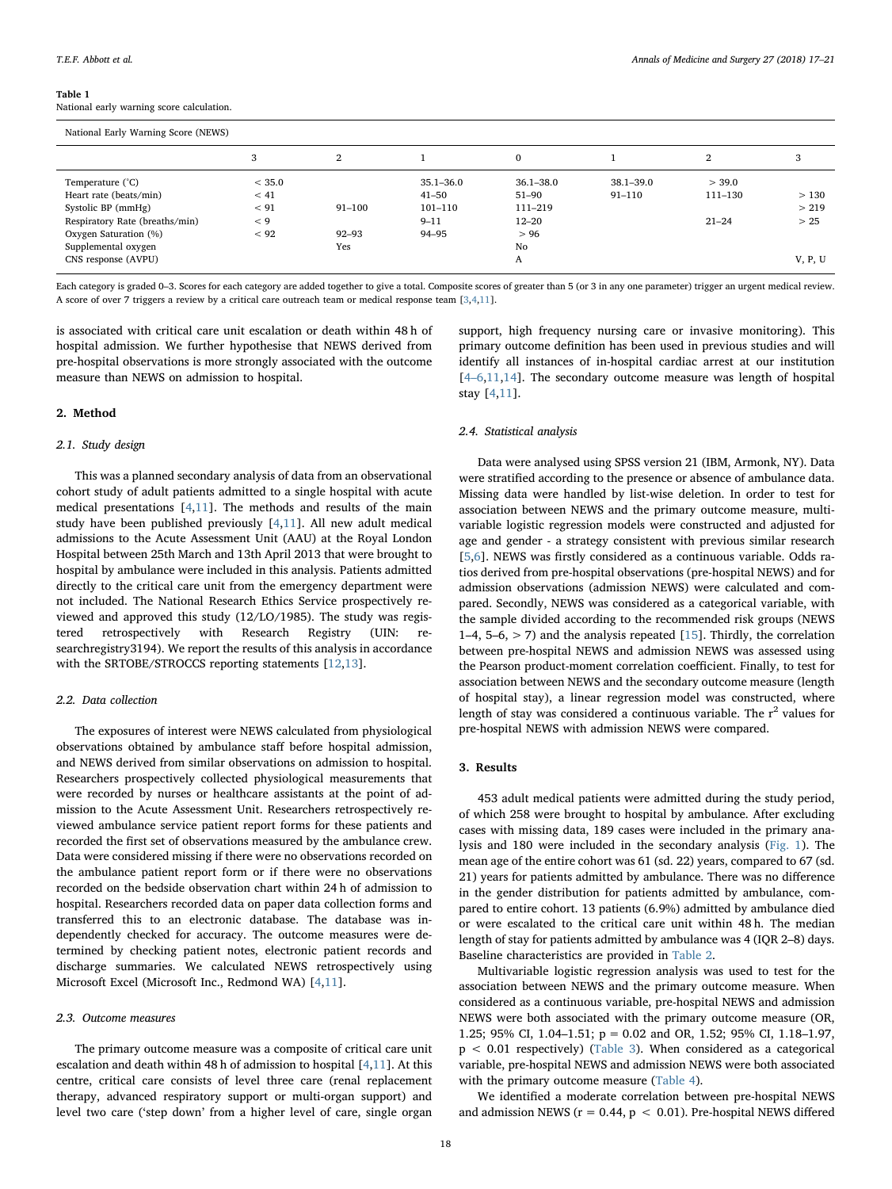**Table 1**
National early warning score calculation.

| National Early Warning Score (NEWS) | | | | | | | |
|---|---|---|---|---|---|---|---|
| | 3 | 2 | 1 | 0 | 1 | 2 | 3 |
| Temperature (°C) | < 35.0 | | 35.1–36.0 | 36.1–38.0 | 38.1–39.0 | > 39.0 | |
| Heart rate (beats/min) | < 41 | | 41–50 | 51–90 | 91–110 | 111–130 | > 130 |
| Systolic BP (mmHg) | < 91 | 91–100 | 101–110 | 111–219 | | | > 219 |
| Respiratory Rate (breaths/min) | < 9 | | 9–11 | 12–20 | | 21–24 | > 25 |
| Oxygen Saturation (%) | < 92 | 92–93 | 94–95 | > 96 | | | |
| Supplemental oxygen | | Yes | | No | | | |
| CNS response (AVPU) | | | | A | | | V, P, U |

Each category is graded 0–3. Scores for each category are added together to give a total. Composite scores of greater than 5 (or 3 in any one parameter) trigger an urgent medical review. A score of over 7 triggers a review by a critical care outreach team or medical response team [3,4,11].

is associated with critical care unit escalation or death within 48 h of hospital admission. We further hypothesise that NEWS derived from pre-hospital observations is more strongly associated with the outcome measure than NEWS on admission to hospital.

## 2. Method

### 2.1. Study design

This was a planned secondary analysis of data from an observational cohort study of adult patients admitted to a single hospital with acute medical presentations [4,11]. The methods and results of the main study have been published previously [4,11]. All new adult medical admissions to the Acute Assessment Unit (AAU) at the Royal London Hospital between 25th March and 13th April 2013 that were brought to hospital by ambulance were included in this analysis. Patients admitted directly to the critical care unit from the emergency department were not included. The National Research Ethics Service prospectively reviewed and approved this study (12/LO/1985). The study was registered retrospectively with Research Registry (UIN: researchregistry3194). We report the results of this analysis in accordance with the SRTOBE/STROCCS reporting statements [12,13].

### 2.2. Data collection

The exposures of interest were NEWS calculated from physiological observations obtained by ambulance staff before hospital admission, and NEWS derived from similar observations on admission to hospital. Researchers prospectively collected physiological measurements that were recorded by nurses or healthcare assistants at the point of admission to the Acute Assessment Unit. Researchers retrospectively reviewed ambulance service patient report forms for these patients and recorded the first set of observations measured by the ambulance crew. Data were considered missing if there were no observations recorded on the ambulance patient report form or if there were no observations recorded on the bedside observation chart within 24 h of admission to hospital. Researchers recorded data on paper data collection forms and transferred this to an electronic database. The database was independently checked for accuracy. The outcome measures were determined by checking patient notes, electronic patient records and discharge summaries. We calculated NEWS retrospectively using Microsoft Excel (Microsoft Inc., Redmond WA) [4,11].

### 2.3. Outcome measures

The primary outcome measure was a composite of critical care unit escalation and death within 48 h of admission to hospital [4,11]. At this centre, critical care consists of level three care (renal replacement therapy, advanced respiratory support or multi-organ support) and level two care ('step down' from a higher level of care, single organ support, high frequency nursing care or invasive monitoring). This primary outcome definition has been used in previous studies and will identify all instances of in-hospital cardiac arrest at our institution [4–6,11,14]. The secondary outcome measure was length of hospital stay [4,11].

### 2.4. Statistical analysis

Data were analysed using SPSS version 21 (IBM, Armonk, NY). Data were stratified according to the presence or absence of ambulance data. Missing data were handled by list-wise deletion. In order to test for association between NEWS and the primary outcome measure, multivariable logistic regression models were constructed and adjusted for age and gender - a strategy consistent with previous similar research [5,6]. NEWS was firstly considered as a continuous variable. Odds ratios derived from pre-hospital observations (pre-hospital NEWS) and for admission observations (admission NEWS) were calculated and compared. Secondly, NEWS was considered as a categorical variable, with the sample divided according to the recommended risk groups (NEWS 1–4, 5–6, > 7) and the analysis repeated [15]. Thirdly, the correlation between pre-hospital NEWS and admission NEWS was assessed using the Pearson product-moment correlation coefficient. Finally, to test for association between NEWS and the secondary outcome measure (length of hospital stay), a linear regression model was constructed, where length of stay was considered a continuous variable. The $r^2$ values for pre-hospital NEWS with admission NEWS were compared.

## 3. Results

453 adult medical patients were admitted during the study period, of which 258 were brought to hospital by ambulance. After excluding cases with missing data, 189 cases were included in the primary analysis and 180 were included in the secondary analysis (Fig. 1). The mean age of the entire cohort was 61 (sd. 22) years, compared to 67 (sd. 21) years for patients admitted by ambulance. There was no difference in the gender distribution for patients admitted by ambulance, compared to entire cohort. 13 patients (6.9%) admitted by ambulance died or were escalated to the critical care unit within 48 h. The median length of stay for patients admitted by ambulance was 4 (IQR 2–8) days. Baseline characteristics are provided in Table 2.

Multivariable logistic regression analysis was used to test for the association between NEWS and the primary outcome measure. When considered as a continuous variable, pre-hospital NEWS and admission NEWS were both associated with the primary outcome measure (OR, 1.25; 95% CI, 1.04–1.51; $p = 0.02$ and OR, 1.52; 95% CI, 1.18–1.97, $p < 0.01$ respectively) (Table 3). When considered as a categorical variable, pre-hospital NEWS and admission NEWS were both associated with the primary outcome measure (Table 4).

We identified a moderate correlation between pre-hospital NEWS and admission NEWS ($r = 0.44$, $p < 0.01$). Pre-hospital NEWS differed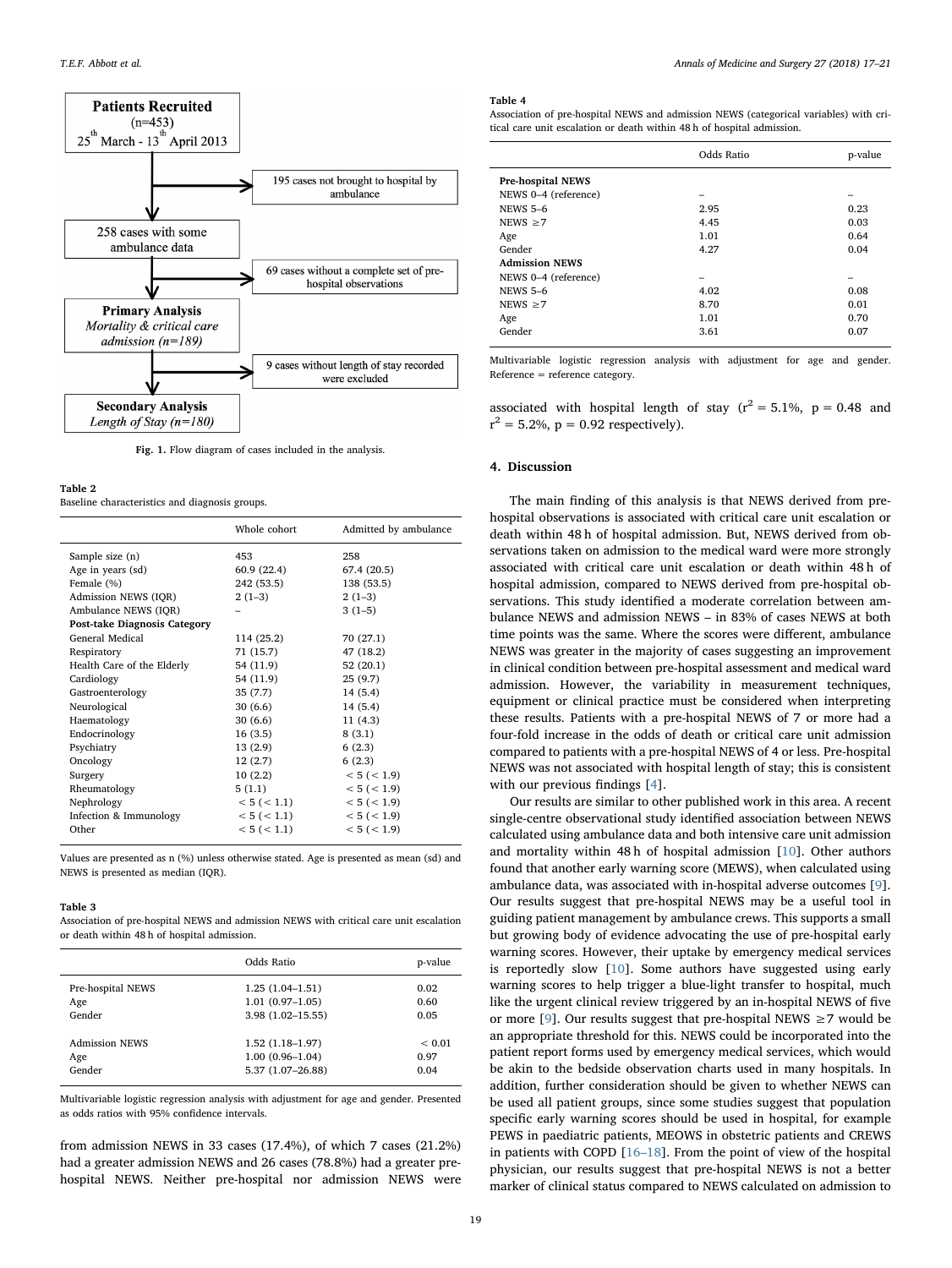Patients Recruited (n=453) 25th March - 13th April 2013

195 cases not brought to hospital by ambulance

258 cases with some ambulance data

69 cases without a complete set of pre-hospital observations

**Primary Analysis** *Mortality & critical care admission (n=189)*

9 cases without length of stay recorded were excluded

**Secondary Analysis** *Length of Stay (n=180)*

**Fig. 1.** Flow diagram of cases included in the analysis.

**Table 2**
Baseline characteristics and diagnosis groups.

| | Whole cohort | Admitted by ambulance |
|---|---|---|
| Sample size (n) | 453 | 258 |
| Age in years (sd) | 60.9 (22.4) | 67.4 (20.5) |
| Female (%) | 242 (53.5) | 138 (53.5) |
| Admission NEWS (IQR) | 2 (1–3) | 2 (1–3) |
| Ambulance NEWS (IQR) | – | 3 (1–5) |
| **Post-take Diagnosis Category** | | |
| General Medical | 114 (25.2) | 70 (27.1) |
| Respiratory | 71 (15.7) | 47 (18.2) |
| Health Care of the Elderly | 54 (11.9) | 52 (20.1) |
| Cardiology | 54 (11.9) | 25 (9.7) |
| Gastroenterology | 35 (7.7) | 14 (5.4) |
| Neurological | 30 (6.6) | 14 (5.4) |
| Haematology | 30 (6.6) | 11 (4.3) |
| Endocrinology | 16 (3.5) | 8 (3.1) |
| Psychiatry | 13 (2.9) | 6 (2.3) |
| Oncology | 12 (2.7) | 6 (2.3) |
| Surgery | 10 (2.2) | < 5 (< 1.9) |
| Rheumatology | 5 (1.1) | < 5 (< 1.9) |
| Nephrology | < 5 (< 1.1) | < 5 (< 1.9) |
| Infection & Immunology | < 5 (< 1.1) | < 5 (< 1.9) |
| Other | < 5 (< 1.1) | < 5 (< 1.9) |

Values are presented as n (%) unless otherwise stated. Age is presented as mean (sd) and NEWS is presented as median (IQR).

**Table 3**
Association of pre-hospital NEWS and admission NEWS with critical care unit escalation or death within 48 h of hospital admission.

| | Odds Ratio | p-value |
|---|---|---|
| Pre-hospital NEWS | 1.25 (1.04–1.51) | 0.02 |
| Age | 1.01 (0.97–1.05) | 0.60 |
| Gender | 3.98 (1.02–15.55) | 0.05 |
| Admission NEWS | 1.52 (1.18–1.97) | < 0.01 |
| Age | 1.00 (0.96–1.04) | 0.97 |
| Gender | 5.37 (1.07–26.88) | 0.04 |

Multivariable logistic regression analysis with adjustment for age and gender. Presented as odds ratios with 95% confidence intervals.

from admission NEWS in 33 cases (17.4%), of which 7 cases (21.2%) had a greater admission NEWS and 26 cases (78.8%) had a greater pre-hospital NEWS. Neither pre-hospital nor admission NEWS were associated with hospital length of stay ($r^2$ = 5.1%, p = 0.48 and $r^2$ = 5.2%, p = 0.92 respectively).

**Table 4**
Association of pre-hospital NEWS and admission NEWS (categorical variables) with critical care unit escalation or death within 48 h of hospital admission.

| | Odds Ratio | p-value |
|---|---|---|
| **Pre-hospital NEWS** | | |
| NEWS 0–4 (reference) | – | – |
| NEWS 5–6 | 2.95 | 0.23 |
| NEWS ≥7 | 4.45 | 0.03 |
| Age | 1.01 | 0.64 |
| Gender | 4.27 | 0.04 |
| **Admission NEWS** | | |
| NEWS 0–4 (reference) | – | – |
| NEWS 5–6 | 4.02 | 0.08 |
| NEWS ≥7 | 8.70 | 0.01 |
| Age | 1.01 | 0.70 |
| Gender | 3.61 | 0.07 |

Multivariable logistic regression analysis with adjustment for age and gender. Reference = reference category.

## 4. Discussion

The main finding of this analysis is that NEWS derived from pre-hospital observations is associated with critical care unit escalation or death within 48 h of hospital admission. But, NEWS derived from observations taken on admission to the medical ward were more strongly associated with critical care unit escalation or death within 48 h of hospital admission, compared to NEWS derived from pre-hospital observations. This study identified a moderate correlation between ambulance NEWS and admission NEWS – in 83% of cases NEWS at both time points was the same. Where the scores were different, ambulance NEWS was greater in the majority of cases suggesting an improvement in clinical condition between pre-hospital assessment and medical ward admission. However, the variability in measurement techniques, equipment or clinical practice must be considered when interpreting these results. Patients with a pre-hospital NEWS of 7 or more had a four-fold increase in the odds of death or critical care unit admission compared to patients with a pre-hospital NEWS of 4 or less. Pre-hospital NEWS was not associated with hospital length of stay; this is consistent with our previous findings [4].

Our results are similar to other published work in this area. A recent single-centre observational study identified association between NEWS calculated using ambulance data and both intensive care unit admission and mortality within 48 h of hospital admission [10]. Other authors found that another early warning score (MEWS), when calculated using ambulance data, was associated with in-hospital adverse outcomes [9]. Our results suggest that pre-hospital NEWS may be a useful tool in guiding patient management by ambulance crews. This supports a small but growing body of evidence advocating the use of pre-hospital early warning scores. However, their uptake by emergency medical services is reportedly slow [10]. Some authors have suggested using early warning scores to help trigger a blue-light transfer to hospital, much like the urgent clinical review triggered by an in-hospital NEWS of five or more [9]. Our results suggest that pre-hospital NEWS ≥7 would be an appropriate threshold for this. NEWS could be incorporated into the patient report forms used by emergency medical services, which would be akin to the bedside observation charts used in many hospitals. In addition, further consideration should be given to whether NEWS can be used all patient groups, since some studies suggest that population specific early warning scores should be used in hospital, for example PEWS in paediatric patients, MEOWS in obstetric patients and CREWS in patients with COPD [16–18]. From the point of view of the hospital physician, our results suggest that pre-hospital NEWS is not a better marker of clinical status compared to NEWS calculated on admission to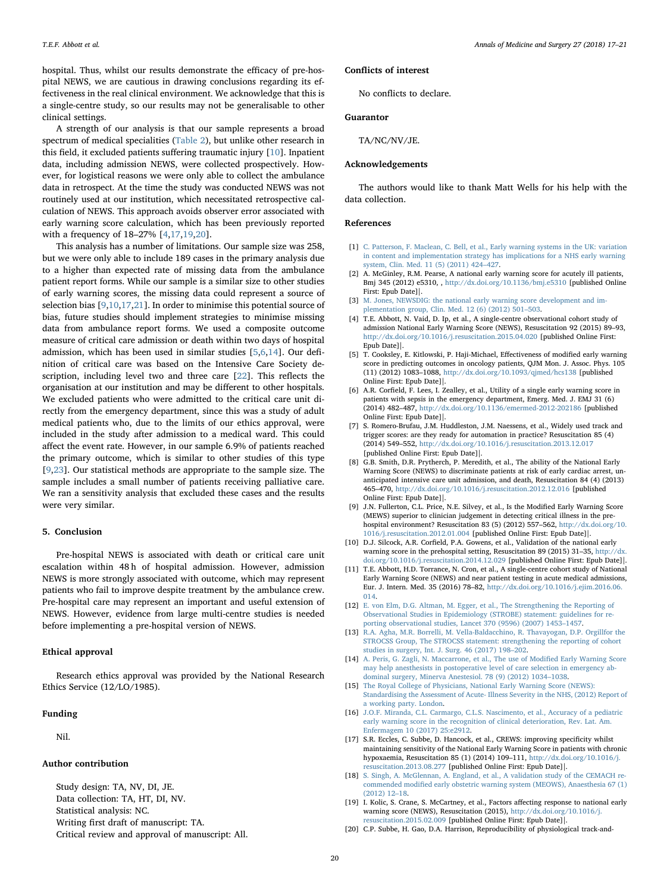hospital. Thus, whilst our results demonstrate the efficacy of pre-hospital NEWS, we are cautious in drawing conclusions regarding its effectiveness in the real clinical environment. We acknowledge that this is a single-centre study, so our results may not be generalisable to other clinical settings.

A strength of our analysis is that our sample represents a broad spectrum of medical specialities (Table 2), but unlike other research in this field, it excluded patients suffering traumatic injury [10]. Inpatient data, including admission NEWS, were collected prospectively. However, for logistical reasons we were only able to collect the ambulance data in retrospect. At the time the study was conducted NEWS was not routinely used at our institution, which necessitated retrospective calculation of NEWS. This approach avoids observer error associated with early warning score calculation, which has been previously reported with a frequency of 18–27% [4,17,19,20].

This analysis has a number of limitations. Our sample size was 258, but we were only able to include 189 cases in the primary analysis due to a higher than expected rate of missing data from the ambulance patient report forms. While our sample is a similar size to other studies of early warning scores, the missing data could represent a source of selection bias [9,10,17,21]. In order to minimise this potential source of bias, future studies should implement strategies to minimise missing data from ambulance report forms. We used a composite outcome measure of critical care admission or death within two days of hospital admission, which has been used in similar studies [5,6,14]. Our definition of critical care was based on the Intensive Care Society description, including level two and three care [22]. This reflects the organisation at our institution and may be different to other hospitals. We excluded patients who were admitted to the critical care unit directly from the emergency department, since this was a study of adult medical patients who, due to the limits of our ethics approval, were included in the study after admission to a medical ward. This could affect the event rate. However, in our sample 6.9% of patients reached the primary outcome, which is similar to other studies of this type [9,23]. Our statistical methods are appropriate to the sample size. The sample includes a small number of patients receiving palliative care. We ran a sensitivity analysis that excluded these cases and the results were very similar.

## 5. Conclusion

Pre-hospital NEWS is associated with death or critical care unit escalation within 48 h of hospital admission. However, admission NEWS is more strongly associated with outcome, which may represent patients who fail to improve despite treatment by the ambulance crew. Pre-hospital care may represent an important and useful extension of NEWS. However, evidence from large multi-centre studies is needed before implementing a pre-hospital version of NEWS.

## Ethical approval

Research ethics approval was provided by the National Research Ethics Service (12/LO/1985).

## Funding

Nil.

## Author contribution

Study design: TA, NV, DI, JE.
Data collection: TA, HT, DI, NV.
Statistical analysis: NC.
Writing first draft of manuscript: TA.
Critical review and approval of manuscript: All.

## Conflicts of interest

No conflicts to declare.

## Guarantor

TA/NC/NV/JE.

## Acknowledgements

The authors would like to thank Matt Wells for his help with the data collection.

## References

[1] C. Patterson, F. Maclean, C. Bell, et al., Early warning systems in the UK: variation in content and implementation strategy has implications for a NHS early warning system, Clin. Med. 11 (5) (2011) 424–427.

[2] A. McGinley, R.M. Pearse, A national early warning score for acutely ill patients, Bmj 345 (2012) e5310, , http://dx.doi.org/10.1136/bmj.e5310 [published Online First: Epub Date]|.

[3] M. Jones, NEWSDIG: the national early warning score development and implementation group, Clin. Med. 12 (6) (2012) 501–503.

[4] T.E. Abbott, N. Vaid, D. Ip, et al., A single-centre observational cohort study of admission National Early Warning Score (NEWS), Resuscitation 92 (2015) 89–93, http://dx.doi.org/10.1016/j.resuscitation.2015.04.020 [published Online First: Epub Date]|.

[5] T. Cooksley, E. Kitlowski, P. Haji-Michael, Effectiveness of modified early warning score in predicting outcomes in oncology patients, QJM Mon. J. Assoc. Phys. 105 (11) (2012) 1083–1088, http://dx.doi.org/10.1093/qjmed/hcs138 [published Online First: Epub Date]|.

[6] A.R. Corfield, F. Lees, I. Zealley, et al., Utility of a single early warning score in patients with sepsis in the emergency department, Emerg. Med. J. EMJ 31 (6) (2014) 482–487, http://dx.doi.org/10.1136/emermed-2012-202186 [published Online First: Epub Date]|.

[7] S. Romero-Brufau, J.M. Huddleston, J.M. Naessens, et al., Widely used track and trigger scores: are they ready for automation in practice? Resuscitation 85 (4) (2014) 549–552, http://dx.doi.org/10.1016/j.resuscitation.2013.12.017 [published Online First: Epub Date]|.

[8] G.B. Smith, D.R. Prytherch, P. Meredith, et al., The ability of the National Early Warning Score (NEWS) to discriminate patients at risk of early cardiac arrest, unanticipated intensive care unit admission, and death, Resuscitation 84 (4) (2013) 465–470, http://dx.doi.org/10.1016/j.resuscitation.2012.12.016 [published Online First: Epub Date]|.

[9] J.N. Fullerton, C.L. Price, N.E. Silvey, et al., Is the Modified Early Warning Score (MEWS) superior to clinician judgement in detecting critical illness in the pre-hospital environment? Resuscitation 83 (5) (2012) 557–562, http://dx.doi.org/10.1016/j.resuscitation.2012.01.004 [published Online First: Epub Date]|.

[10] D.J. Silcock, A.R. Corfield, P.A. Gowens, et al., Validation of the national early warning score in the prehospital setting, Resuscitation 89 (2015) 31–35, http://dx.doi.org/10.1016/j.resuscitation.2014.12.029 [published Online First: Epub Date]|.

[11] T.E. Abbott, H.D. Torrance, N. Cron, et al., A single-centre cohort study of National Early Warning Score (NEWS) and near patient testing in acute medical admissions, Eur. J. Intern. Med. 35 (2016) 78–82, http://dx.doi.org/10.1016/j.ejim.2016.06.014.

[12] E. von Elm, D.G. Altman, M. Egger, et al., The Strengthening the Reporting of Observational Studies in Epidemiology (STROBE) statement: guidelines for reporting observational studies, Lancet 370 (9596) (2007) 1453–1457.

[13] R.A. Agha, M.R. Borrelli, M. Vella-Baldacchino, R. Thavayogan, D.P. Orgillfor the STROCSS Group, The STROCSS statement: strengthening the reporting of cohort studies in surgery, Int. J. Surg. 46 (2017) 198–202.

[14] A. Peris, G. Zagli, N. Maccarrone, et al., The use of Modified Early Warning Score may help anesthesists in postoperative level of care selection in emergency abdominal surgery, Minerva Anestesiol. 78 (9) (2012) 1034–1038.

[15] The Royal College of Physicians, National Early Warning Score (NEWS): Standardising the Assessment of Acute- Illness Severity in the NHS, (2012) Report of a working party. London.

[16] J.O.F. Miranda, C.L. Carmargo, C.L.S. Nascimento, et al., Accuracy of a pediatric early warning score in the recognition of clinical deterioration, Rev. Lat. Am. Enfermagem 10 (2017) 25:e2912.

[17] S.R. Eccles, C. Subbe, D. Hancock, et al., CREWS: improving specificity whilst maintaining sensitivity of the National Early Warning Score in patients with chronic hypoxaemia, Resuscitation 85 (1) (2014) 109–111, http://dx.doi.org/10.1016/j.resuscitation.2013.08.277 [published Online First: Epub Date]|.

[18] S. Singh, A. McGlennan, A. England, et al., A validation study of the CEMACH recommended modified early obstetric warning system (MEOWS), Anaesthesia 67 (1) (2012) 12–18.

[19] I. Kolic, S. Crane, S. McCartney, et al., Factors affecting response to national early warning score (NEWS), Resuscitation (2015), http://dx.doi.org/10.1016/j.resuscitation.2015.02.009 [published Online First: Epub Date]|.

[20] C.P. Subbe, H. Gao, D.A. Harrison, Reproducibility of physiological track-and-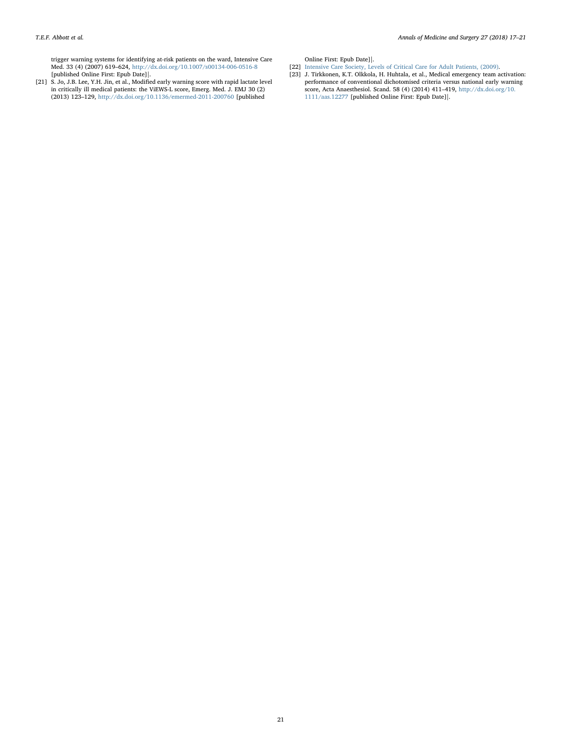trigger warning systems for identifying at-risk patients on the ward, Intensive Care Med. 33 (4) (2007) 619–624, http://dx.doi.org/10.1007/s00134-006-0516-8 [published Online First: Epub Date]|.

[21] S. Jo, J.B. Lee, Y.H. Jin, et al., Modified early warning score with rapid lactate level in critically ill medical patients: the ViEWS-L score, Emerg. Med. J. EMJ 30 (2) (2013) 123–129, http://dx.doi.org/10.1136/emermed-2011-200760 [published Online First: Epub Date]|.

[22] Intensive Care Society, Levels of Critical Care for Adult Patients, (2009).

[23] J. Tirkkonen, K.T. Olkkola, H. Huhtala, et al., Medical emergency team activation: performance of conventional dichotomised criteria versus national early warning score, Acta Anaesthesiol. Scand. 58 (4) (2014) 411–419, http://dx.doi.org/10.1111/aas.12277 [published Online First: Epub Date]|.